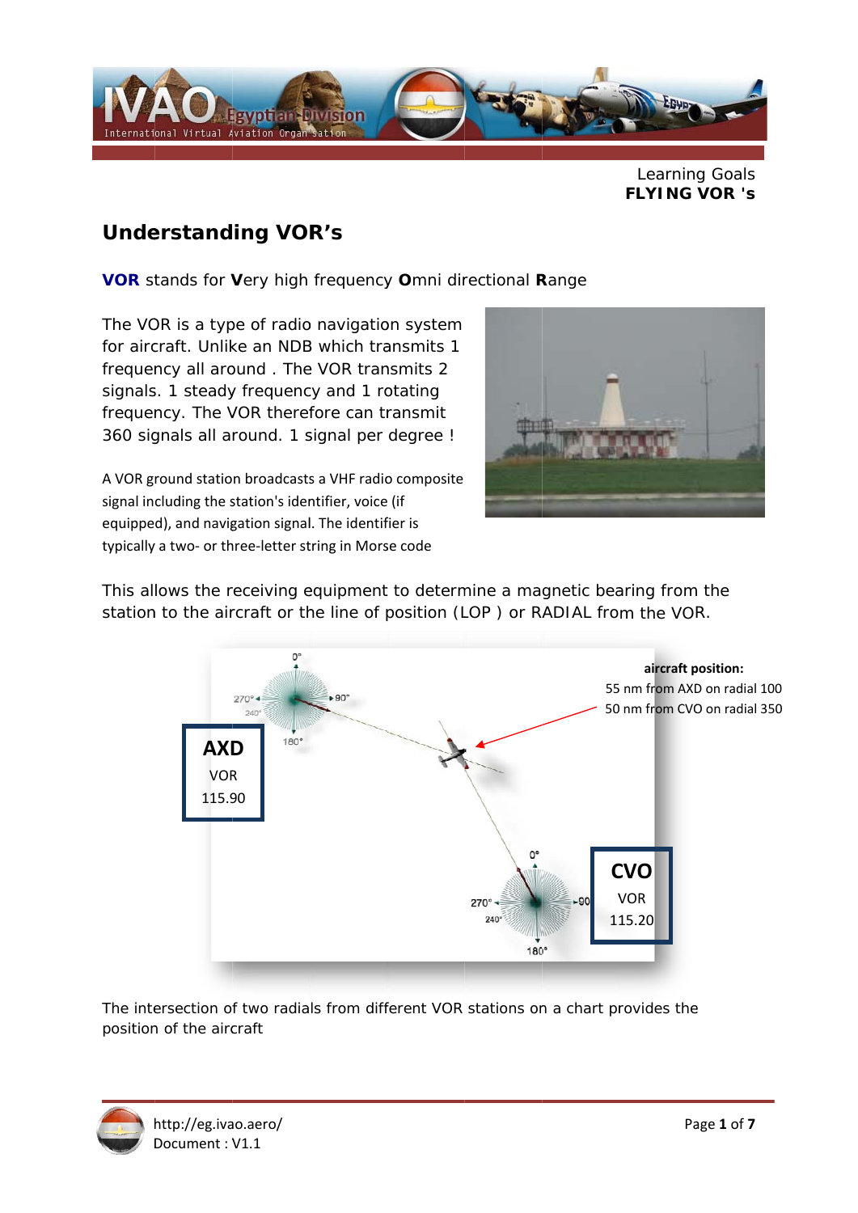Learning Goals
**FLYING VOR 's**

## Understanding VOR's

**VOR** stands for **V**ery high frequency **O**mni directional **R**ange

The VOR is a type of radio navigation system for aircraft. Unlike an NDB which transmits 1 frequency all around . The VOR transmits 2 signals. 1 steady frequency and 1 rotating frequency. The VOR therefore can transmit 360 signals all around. 1 signal per degree !

A VOR ground station broadcasts a VHF radio composite signal including the station's identifier, voice (if equipped), and navigation signal. The identifier is typically a two- or three-letter string in Morse code

This allows the receiving equipment to determine a magnetic bearing from the station to the aircraft or the line of position (LOP ) or RADIAL from the VOR.

**aircraft position:**
55 nm from AXD on radial 100
50 nm from CVO on radial 350

**AXD**
VOR
115.90

**CVO**
VOR
115.20

The intersection of two radials from different VOR stations on a chart provides the position of the aircraft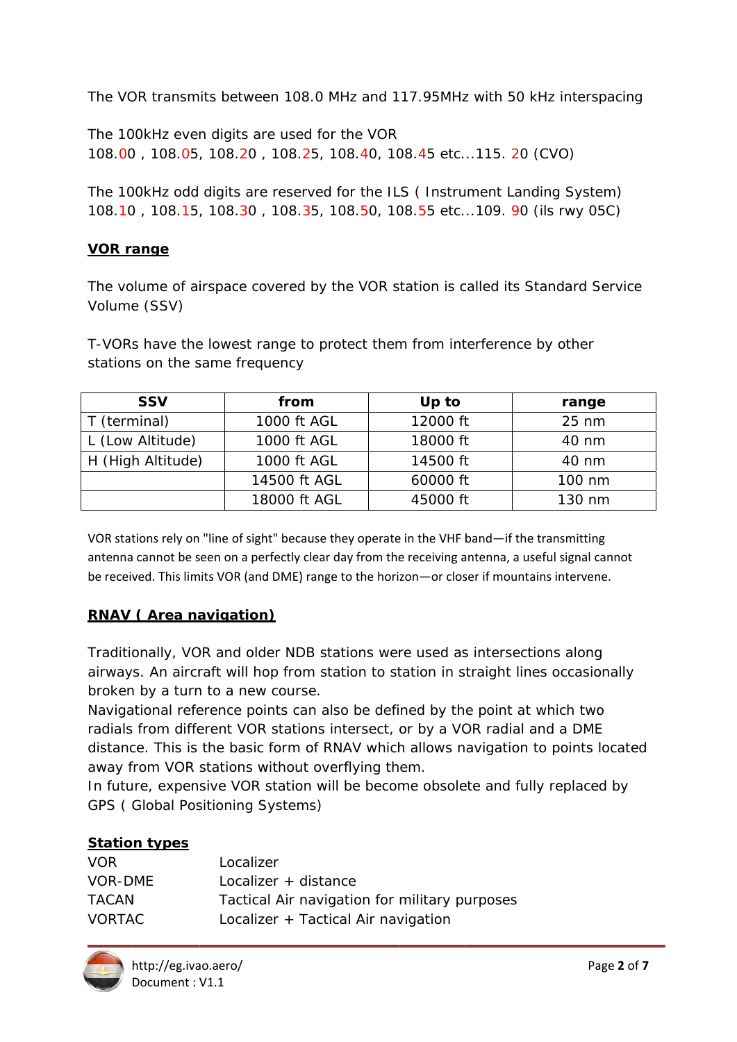The VOR transmits between 108.0 MHz and 117.95MHz with 50 kHz interspacing

The 100kHz even digits are used for the VOR
108.00 , 108.05, 108.20 , 108.25, 108.40, 108.45 etc...115. 20 (CVO)

The 100kHz odd digits are reserved for the ILS ( Instrument Landing System)
108.10 , 108.15, 108.30 , 108.35, 108.50, 108.55 etc...109. 90 (ils rwy 05C)

## VOR range

The volume of airspace covered by the VOR station is called its Standard Service Volume (SSV)

T-VORs have the lowest range to protect them from interference by other stations on the same frequency

| SSV | from | Up to | range |
|---|---|---|---|
| T (terminal) | 1000 ft AGL | 12000 ft | 25 nm |
| L (Low Altitude) | 1000 ft AGL | 18000 ft | 40 nm |
| H (High Altitude) | 1000 ft AGL | 14500 ft | 40 nm |
| | 14500 ft AGL | 60000 ft | 100 nm |
| | 18000 ft AGL | 45000 ft | 130 nm |

VOR stations rely on "line of sight" because they operate in the VHF band—if the transmitting antenna cannot be seen on a perfectly clear day from the receiving antenna, a useful signal cannot be received. This limits VOR (and DME) range to the horizon—or closer if mountains intervene.

## RNAV ( Area navigation)

Traditionally, VOR and older NDB stations were used as intersections along airways. An aircraft will hop from station to station in straight lines occasionally broken by a turn to a new course.
Navigational reference points can also be defined by the point at which two radials from different VOR stations intersect, or by a VOR radial and a DME distance. This is the basic form of RNAV which allows navigation to points located away from VOR stations without overflying them.
In future, expensive VOR station will be become obsolete and fully replaced by GPS ( Global Positioning Systems)

## Station types

| | |
|---|---|
| VOR | Localizer |
| VOR-DME | Localizer + distance |
| TACAN | Tactical Air navigation for military purposes |
| VORTAC | Localizer + Tactical Air navigation |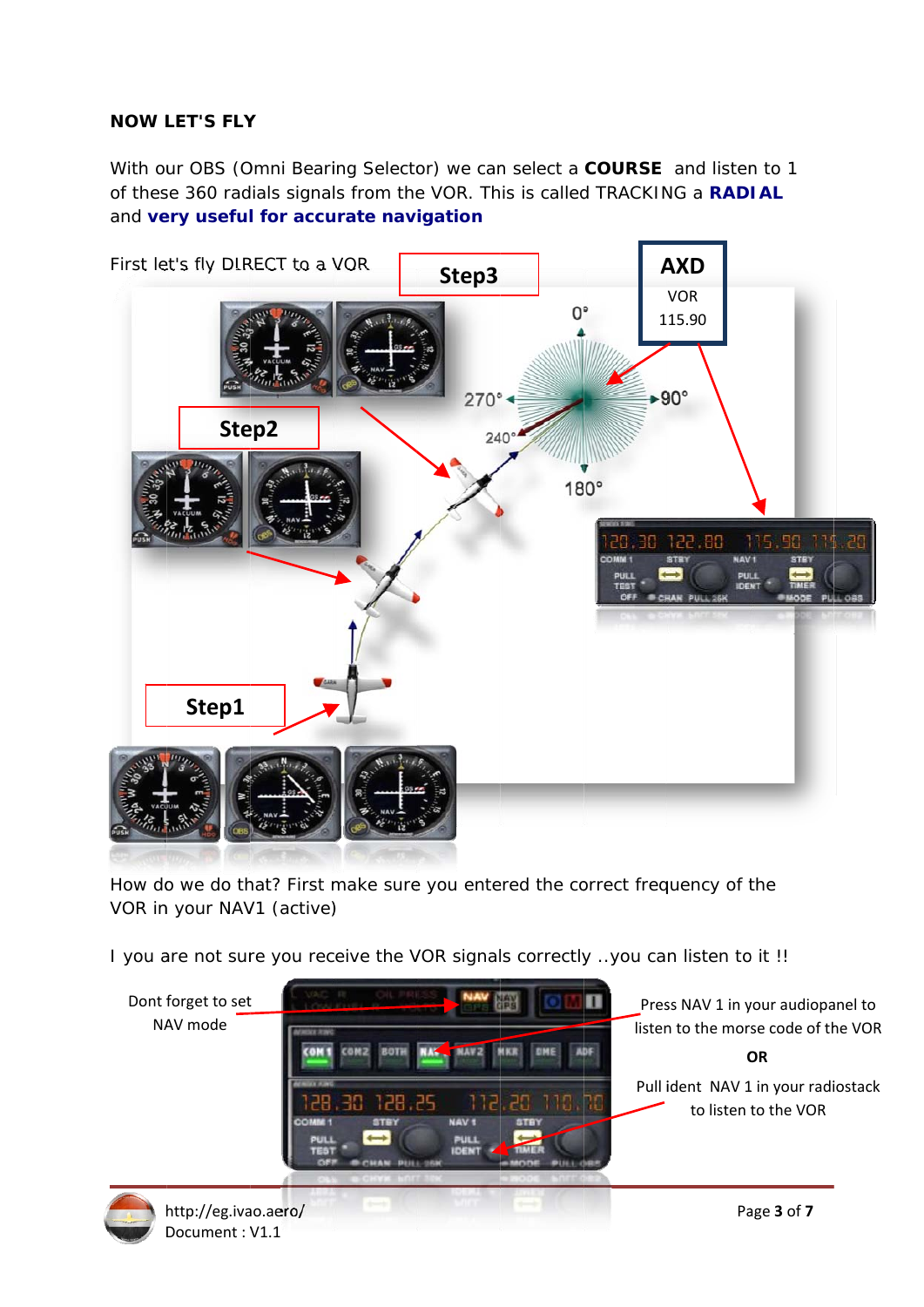**NOW LET'S FLY**

With our OBS (Omni Bearing Selector) we can select a **COURSE** and listen to 1 of these 360 radials signals from the VOR. This is called TRACKING a **RADIAL** and **very useful for accurate navigation**

First let's fly DIRECT to a VOR

How do we do that? First make sure you entered the correct frequency of the VOR in your NAV1 (active)

I you are not sure you receive the VOR signals correctly ..you can listen to it !!

Dont forget to set NAV mode

Press NAV 1 in your audiopanel to listen to the morse code of the VOR

**OR**

Pull ident NAV 1 in your radiostack to listen to the VOR

http://eg.ivao.aero/
Document : V1.1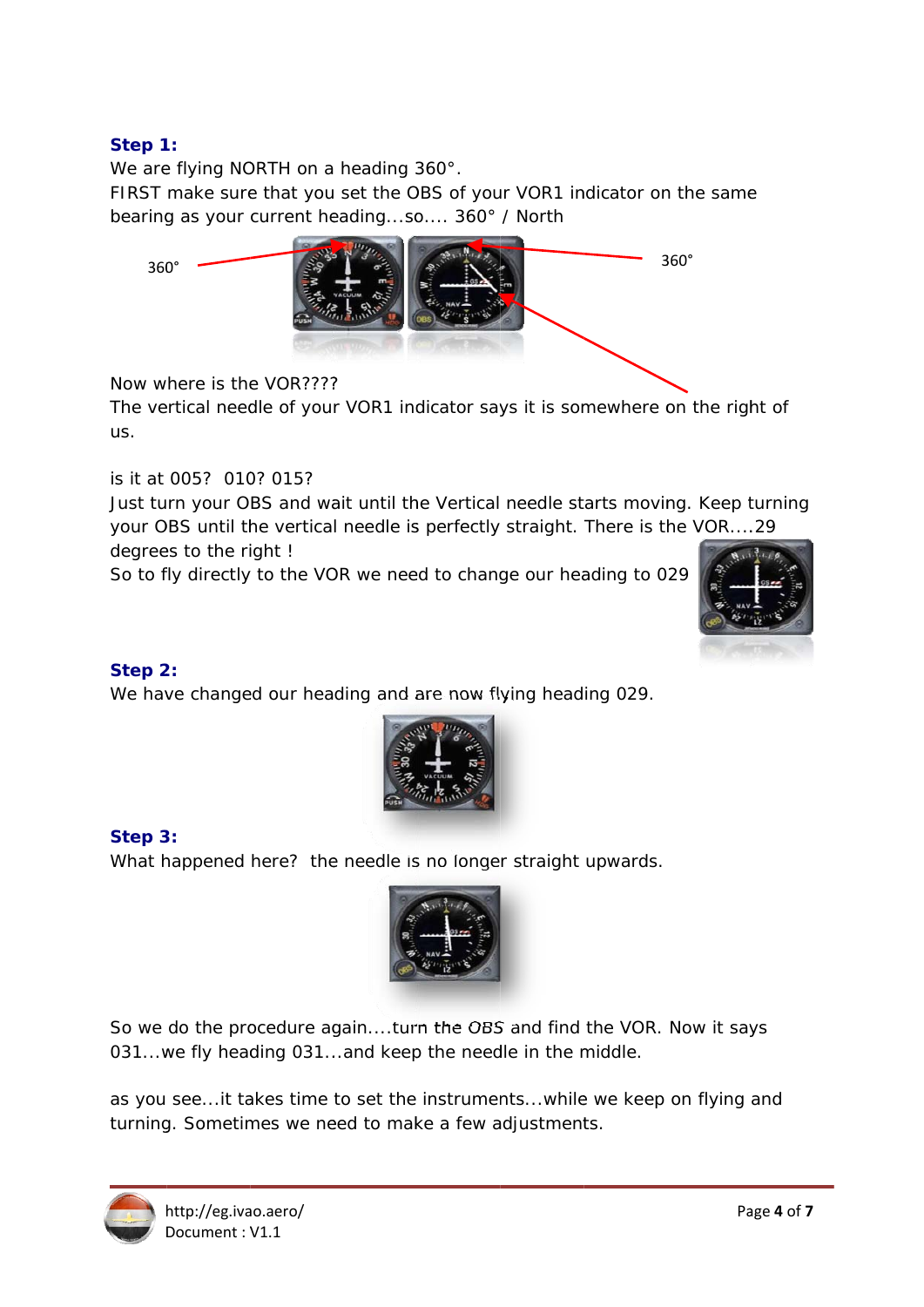**Step 1:**

We are flying NORTH on a heading 360°.
FIRST make sure that you set the OBS of your VOR1 indicator on the same bearing as your current heading...so.... 360° / North

360˚ 360˚

Now where is the VOR????
The vertical needle of your VOR1 indicator says it is somewhere on the right of us.

is it at 005? 010? 015?
Just turn your OBS and wait until the Vertical needle starts moving. Keep turning your OBS until the vertical needle is perfectly straight. There is the VOR....29 degrees to the right !
So to fly directly to the VOR we need to change our heading to 029

**Step 2:**

We have changed our heading and are now flying heading 029.

**Step 3:**

What happened here? the needle is no longer straight upwards.

So we do the procedure again....turn the OBS and find the VOR. Now it says 031...we fly heading 031...and keep the needle in the middle.

as you see...it takes time to set the instruments...while we keep on flying and turning. Sometimes we need to make a few adjustments.

http://eg.ivao.aero/
Document : V1.1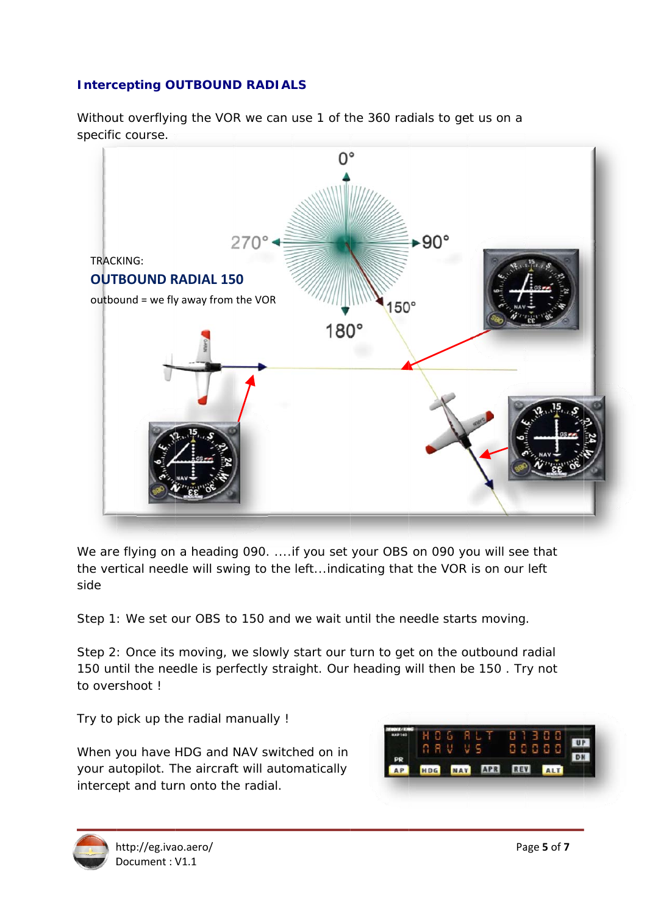## Intercepting OUTBOUND RADIALS

Without overflying the VOR we can use 1 of the 360 radials to get us on a specific course.

TRACKING:

**OUTBOUND RADIAL 150**

outbound = we fly away from the VOR

We are flying on a heading 090. ....if you set your OBS on 090 you will see that the vertical needle will swing to the left...indicating that the VOR is on our left side

Step 1: We set our OBS to 150 and we wait until the needle starts moving.

Step 2: Once its moving, we slowly start our turn to get on the outbound radial 150 until the needle is perfectly straight. Our heading will then be 150 . Try not to overshoot !

Try to pick up the radial manually !

When you have HDG and NAV switched on in your autopilot. The aircraft will automatically intercept and turn onto the radial.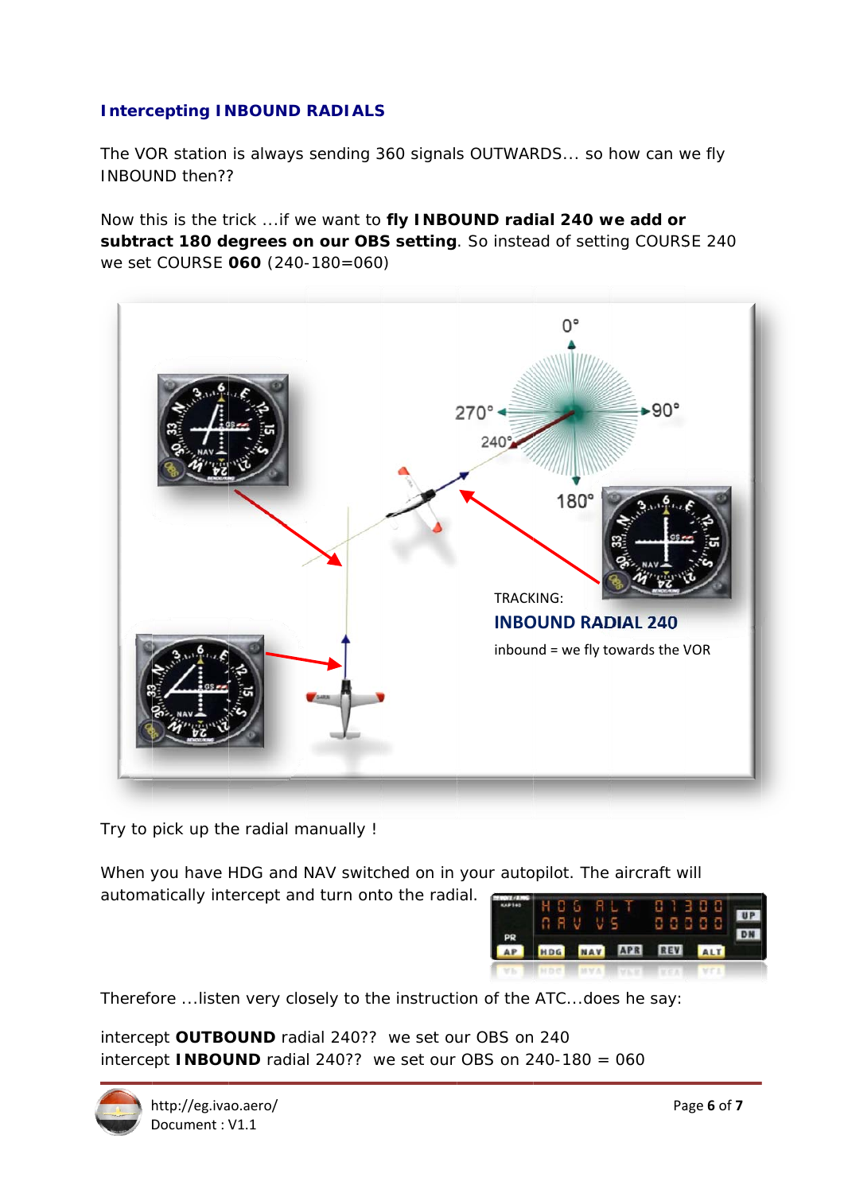## Intercepting INBOUND RADIALS

The VOR station is always sending 360 signals OUTWARDS... so how can we fly INBOUND then??

Now this is the trick ...if we want to **fly INBOUND radial 240 we add or subtract 180 degrees on our OBS setting**. So instead of setting COURSE 240 we set COURSE **060** (240-180=060)

Try to pick up the radial manually !

When you have HDG and NAV switched on in your autopilot. The aircraft will automatically intercept and turn onto the radial.

Therefore ...listen very closely to the instruction of the ATC...does he say:

intercept **OUTBOUND** radial 240?? we set our OBS on 240
intercept **INBOUND** radial 240?? we set our OBS on 240-180 = 060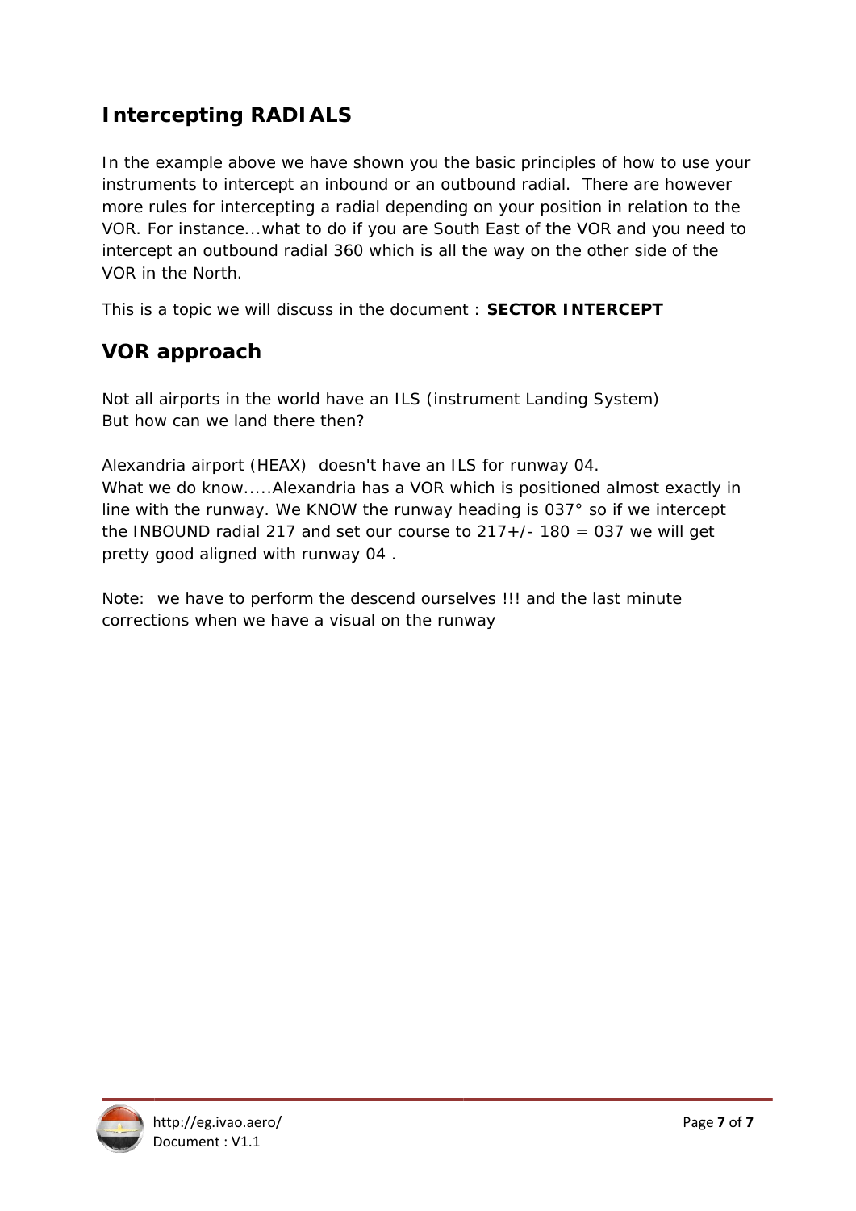## Intercepting RADIALS

In the example above we have shown you the basic principles of how to use your instruments to intercept an inbound or an outbound radial. There are however more rules for intercepting a radial depending on your position in relation to the VOR. For instance...what to do if you are South East of the VOR and you need to intercept an outbound radial 360 which is all the way on the other side of the VOR in the North.

This is a topic we will discuss in the document : **SECTOR INTERCEPT**

## VOR approach

Not all airports in the world have an ILS (instrument Landing System)
But how can we land there then?

Alexandria airport (HEAX) doesn't have an ILS for runway 04.
What we do know.....Alexandria has a VOR which is positioned almost exactly in line with the runway. We KNOW the runway heading is 037° so if we intercept the INBOUND radial 217 and set our course to 217+/- 180 = 037 we will get pretty good aligned with runway 04 .

Note: we have to perform the descend ourselves !!! and the last minute corrections when we have a visual on the runway